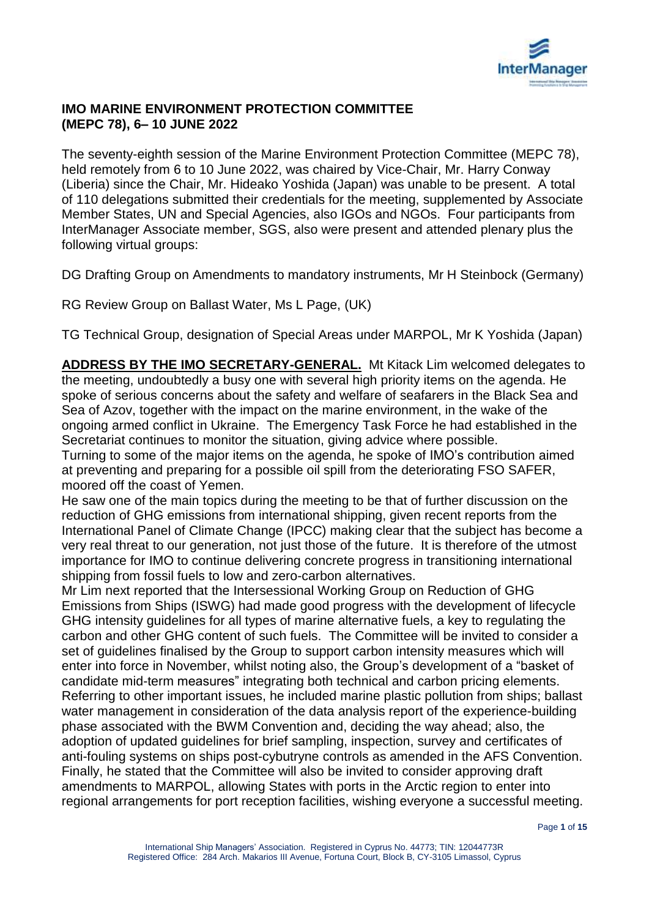# IMO MARINE ENVIRONMENT PROTECTION COMMITTEE (MEPC 78), 6– 10 JUNE 2022

The seventy-eighth session of the Marine Environment Protection Committee (MEPC 78), held remotely from 6 to 10 June 2022, was chaired by Vice-Chair, Mr. Harry Conway (Liberia) since the Chair, Mr. Hideako Yoshida (Japan) was unable to be present. A total of 110 delegations submitted their credentials for the meeting, supplemented by Associate Member States, UN and Special Agencies, also IGOs and NGOs. Four participants from InterManager Associate member, SGS, also were present and attended plenary plus the following virtual groups:

DG Drafting Group on Amendments to mandatory instruments, Mr H Steinbock (Germany)

RG Review Group on Ballast Water, Ms L Page, (UK)

TG Technical Group, designation of Special Areas under MARPOL, Mr K Yoshida (Japan)

**ADDRESS BY THE IMO SECRETARY-GENERAL.** Mt Kitack Lim welcomed delegates to the meeting, undoubtedly a busy one with several high priority items on the agenda. He spoke of serious concerns about the safety and welfare of seafarers in the Black Sea and Sea of Azov, together with the impact on the marine environment, in the wake of the ongoing armed conflict in Ukraine. The Emergency Task Force he had established in the Secretariat continues to monitor the situation, giving advice where possible.
Turning to some of the major items on the agenda, he spoke of IMO's contribution aimed at preventing and preparing for a possible oil spill from the deteriorating FSO SAFER, moored off the coast of Yemen.
He saw one of the main topics during the meeting to be that of further discussion on the reduction of GHG emissions from international shipping, given recent reports from the International Panel of Climate Change (IPCC) making clear that the subject has become a very real threat to our generation, not just those of the future. It is therefore of the utmost importance for IMO to continue delivering concrete progress in transitioning international shipping from fossil fuels to low and zero-carbon alternatives.
Mr Lim next reported that the Intersessional Working Group on Reduction of GHG Emissions from Ships (ISWG) had made good progress with the development of lifecycle GHG intensity guidelines for all types of marine alternative fuels, a key to regulating the carbon and other GHG content of such fuels. The Committee will be invited to consider a set of guidelines finalised by the Group to support carbon intensity measures which will enter into force in November, whilst noting also, the Group's development of a "basket of candidate mid-term measures" integrating both technical and carbon pricing elements.
Referring to other important issues, he included marine plastic pollution from ships; ballast water management in consideration of the data analysis report of the experience-building phase associated with the BWM Convention and, deciding the way ahead; also, the adoption of updated guidelines for brief sampling, inspection, survey and certificates of anti-fouling systems on ships post-cybutryne controls as amended in the AFS Convention.
Finally, he stated that the Committee will also be invited to consider approving draft amendments to MARPOL, allowing States with ports in the Arctic region to enter into regional arrangements for port reception facilities, wishing everyone a successful meeting.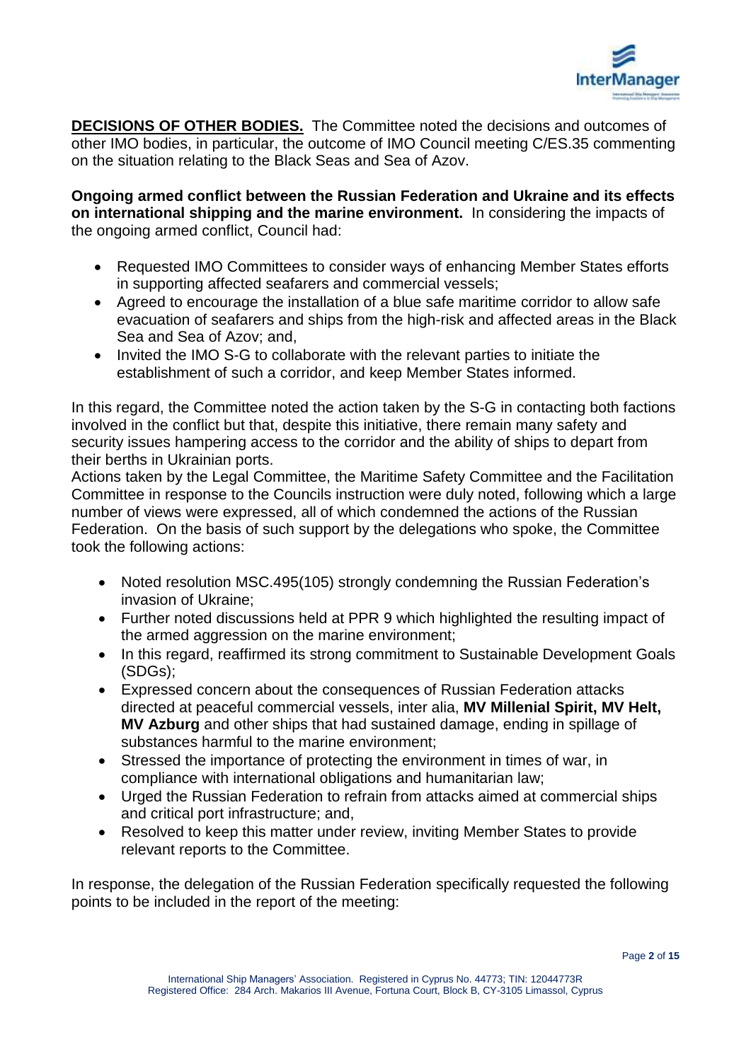**DECISIONS OF OTHER BODIES.** The Committee noted the decisions and outcomes of other IMO bodies, in particular, the outcome of IMO Council meeting C/ES.35 commenting on the situation relating to the Black Seas and Sea of Azov.

**Ongoing armed conflict between the Russian Federation and Ukraine and its effects on international shipping and the marine environment.** In considering the impacts of the ongoing armed conflict, Council had:

- Requested IMO Committees to consider ways of enhancing Member States efforts in supporting affected seafarers and commercial vessels;
- Agreed to encourage the installation of a blue safe maritime corridor to allow safe evacuation of seafarers and ships from the high-risk and affected areas in the Black Sea and Sea of Azov; and,
- Invited the IMO S-G to collaborate with the relevant parties to initiate the establishment of such a corridor, and keep Member States informed.

In this regard, the Committee noted the action taken by the S-G in contacting both factions involved in the conflict but that, despite this initiative, there remain many safety and security issues hampering access to the corridor and the ability of ships to depart from their berths in Ukrainian ports.
Actions taken by the Legal Committee, the Maritime Safety Committee and the Facilitation Committee in response to the Councils instruction were duly noted, following which a large number of views were expressed, all of which condemned the actions of the Russian Federation. On the basis of such support by the delegations who spoke, the Committee took the following actions:

- Noted resolution MSC.495(105) strongly condemning the Russian Federation's invasion of Ukraine;
- Further noted discussions held at PPR 9 which highlighted the resulting impact of the armed aggression on the marine environment;
- In this regard, reaffirmed its strong commitment to Sustainable Development Goals (SDGs);
- Expressed concern about the consequences of Russian Federation attacks directed at peaceful commercial vessels, inter alia, **MV Millenial Spirit, MV Helt, MV Azburg** and other ships that had sustained damage, ending in spillage of substances harmful to the marine environment;
- Stressed the importance of protecting the environment in times of war, in compliance with international obligations and humanitarian law;
- Urged the Russian Federation to refrain from attacks aimed at commercial ships and critical port infrastructure; and,
- Resolved to keep this matter under review, inviting Member States to provide relevant reports to the Committee.

In response, the delegation of the Russian Federation specifically requested the following points to be included in the report of the meeting: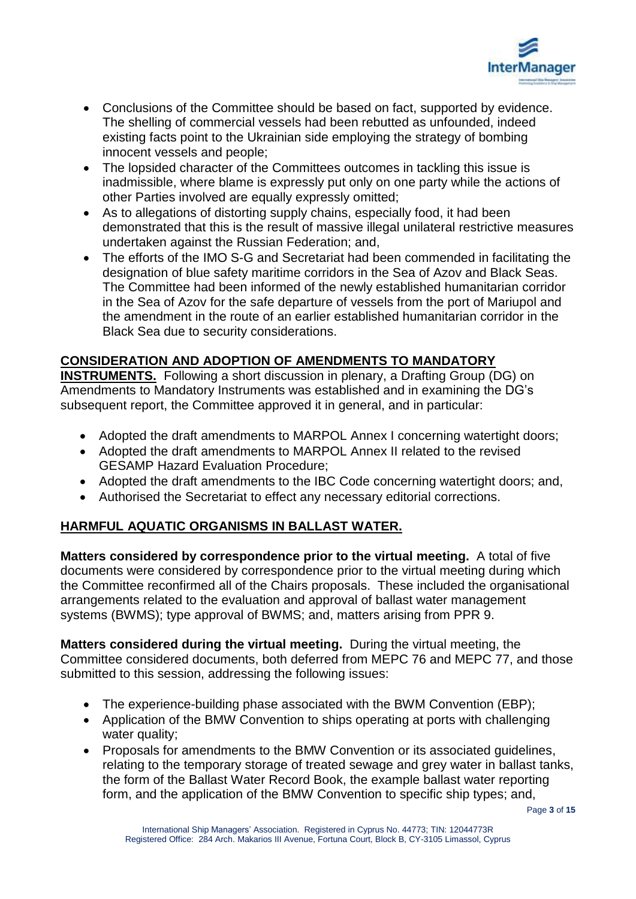- Conclusions of the Committee should be based on fact, supported by evidence. The shelling of commercial vessels had been rebutted as unfounded, indeed existing facts point to the Ukrainian side employing the strategy of bombing innocent vessels and people;
- The lopsided character of the Committees outcomes in tackling this issue is inadmissible, where blame is expressly put only on one party while the actions of other Parties involved are equally expressly omitted;
- As to allegations of distorting supply chains, especially food, it had been demonstrated that this is the result of massive illegal unilateral restrictive measures undertaken against the Russian Federation; and,
- The efforts of the IMO S-G and Secretariat had been commended in facilitating the designation of blue safety maritime corridors in the Sea of Azov and Black Seas. The Committee had been informed of the newly established humanitarian corridor in the Sea of Azov for the safe departure of vessels from the port of Mariupol and the amendment in the route of an earlier established humanitarian corridor in the Black Sea due to security considerations.

**CONSIDERATION AND ADOPTION OF AMENDMENTS TO MANDATORY INSTRUMENTS.** Following a short discussion in plenary, a Drafting Group (DG) on Amendments to Mandatory Instruments was established and in examining the DG's subsequent report, the Committee approved it in general, and in particular:

- Adopted the draft amendments to MARPOL Annex I concerning watertight doors;
- Adopted the draft amendments to MARPOL Annex II related to the revised GESAMP Hazard Evaluation Procedure;
- Adopted the draft amendments to the IBC Code concerning watertight doors; and,
- Authorised the Secretariat to effect any necessary editorial corrections.

**HARMFUL AQUATIC ORGANISMS IN BALLAST WATER.**

**Matters considered by correspondence prior to the virtual meeting.** A total of five documents were considered by correspondence prior to the virtual meeting during which the Committee reconfirmed all of the Chairs proposals. These included the organisational arrangements related to the evaluation and approval of ballast water management systems (BWMS); type approval of BWMS; and, matters arising from PPR 9.

**Matters considered during the virtual meeting.** During the virtual meeting, the Committee considered documents, both deferred from MEPC 76 and MEPC 77, and those submitted to this session, addressing the following issues:

- The experience-building phase associated with the BWM Convention (EBP);
- Application of the BMW Convention to ships operating at ports with challenging water quality;
- Proposals for amendments to the BMW Convention or its associated guidelines, relating to the temporary storage of treated sewage and grey water in ballast tanks, the form of the Ballast Water Record Book, the example ballast water reporting form, and the application of the BMW Convention to specific ship types; and,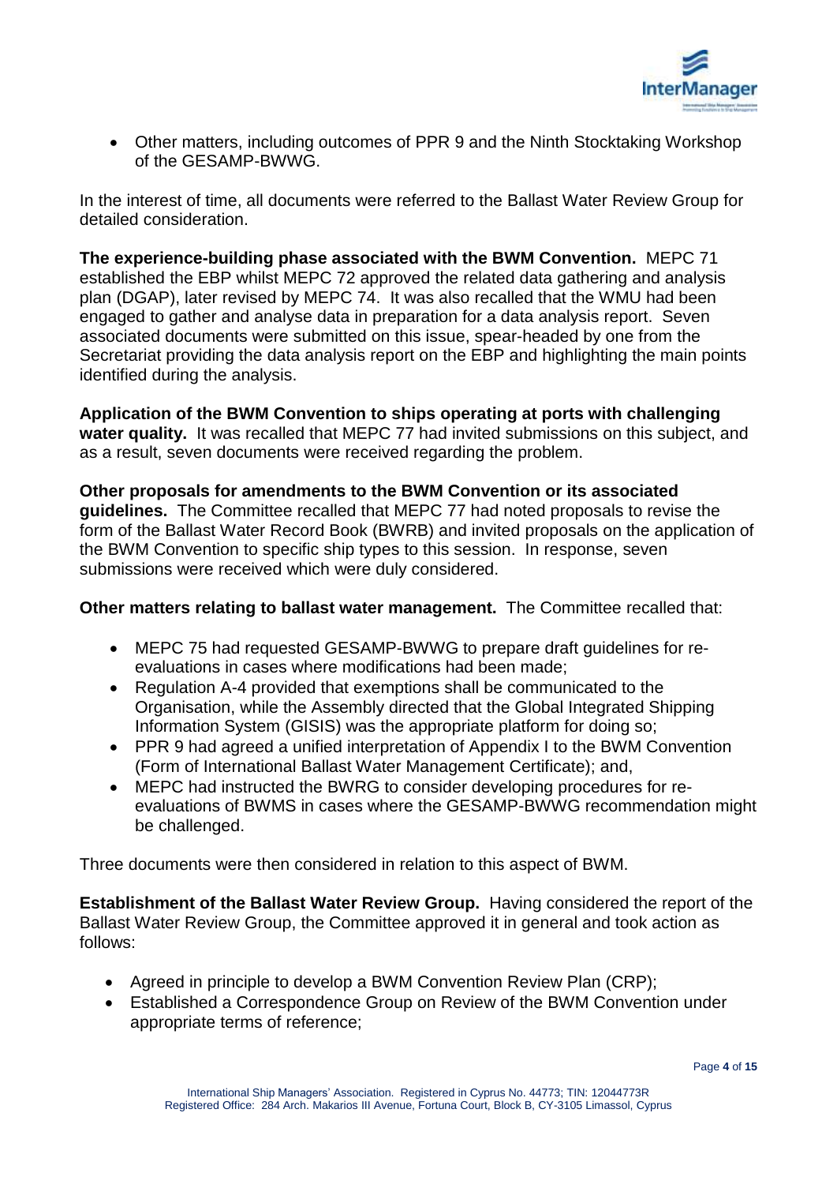- Other matters, including outcomes of PPR 9 and the Ninth Stocktaking Workshop of the GESAMP-BWWG.

In the interest of time, all documents were referred to the Ballast Water Review Group for detailed consideration.

**The experience-building phase associated with the BWM Convention.** MEPC 71 established the EBP whilst MEPC 72 approved the related data gathering and analysis plan (DGAP), later revised by MEPC 74. It was also recalled that the WMU had been engaged to gather and analyse data in preparation for a data analysis report. Seven associated documents were submitted on this issue, spear-headed by one from the Secretariat providing the data analysis report on the EBP and highlighting the main points identified during the analysis.

**Application of the BWM Convention to ships operating at ports with challenging water quality.** It was recalled that MEPC 77 had invited submissions on this subject, and as a result, seven documents were received regarding the problem.

**Other proposals for amendments to the BWM Convention or its associated guidelines.** The Committee recalled that MEPC 77 had noted proposals to revise the form of the Ballast Water Record Book (BWRB) and invited proposals on the application of the BWM Convention to specific ship types to this session. In response, seven submissions were received which were duly considered.

**Other matters relating to ballast water management.** The Committee recalled that:

- MEPC 75 had requested GESAMP-BWWG to prepare draft guidelines for re-evaluations in cases where modifications had been made;
- Regulation A-4 provided that exemptions shall be communicated to the Organisation, while the Assembly directed that the Global Integrated Shipping Information System (GISIS) was the appropriate platform for doing so;
- PPR 9 had agreed a unified interpretation of Appendix I to the BWM Convention (Form of International Ballast Water Management Certificate); and,
- MEPC had instructed the BWRG to consider developing procedures for re-evaluations of BWMS in cases where the GESAMP-BWWG recommendation might be challenged.

Three documents were then considered in relation to this aspect of BWM.

**Establishment of the Ballast Water Review Group.** Having considered the report of the Ballast Water Review Group, the Committee approved it in general and took action as follows:

- Agreed in principle to develop a BWM Convention Review Plan (CRP);
- Established a Correspondence Group on Review of the BWM Convention under appropriate terms of reference;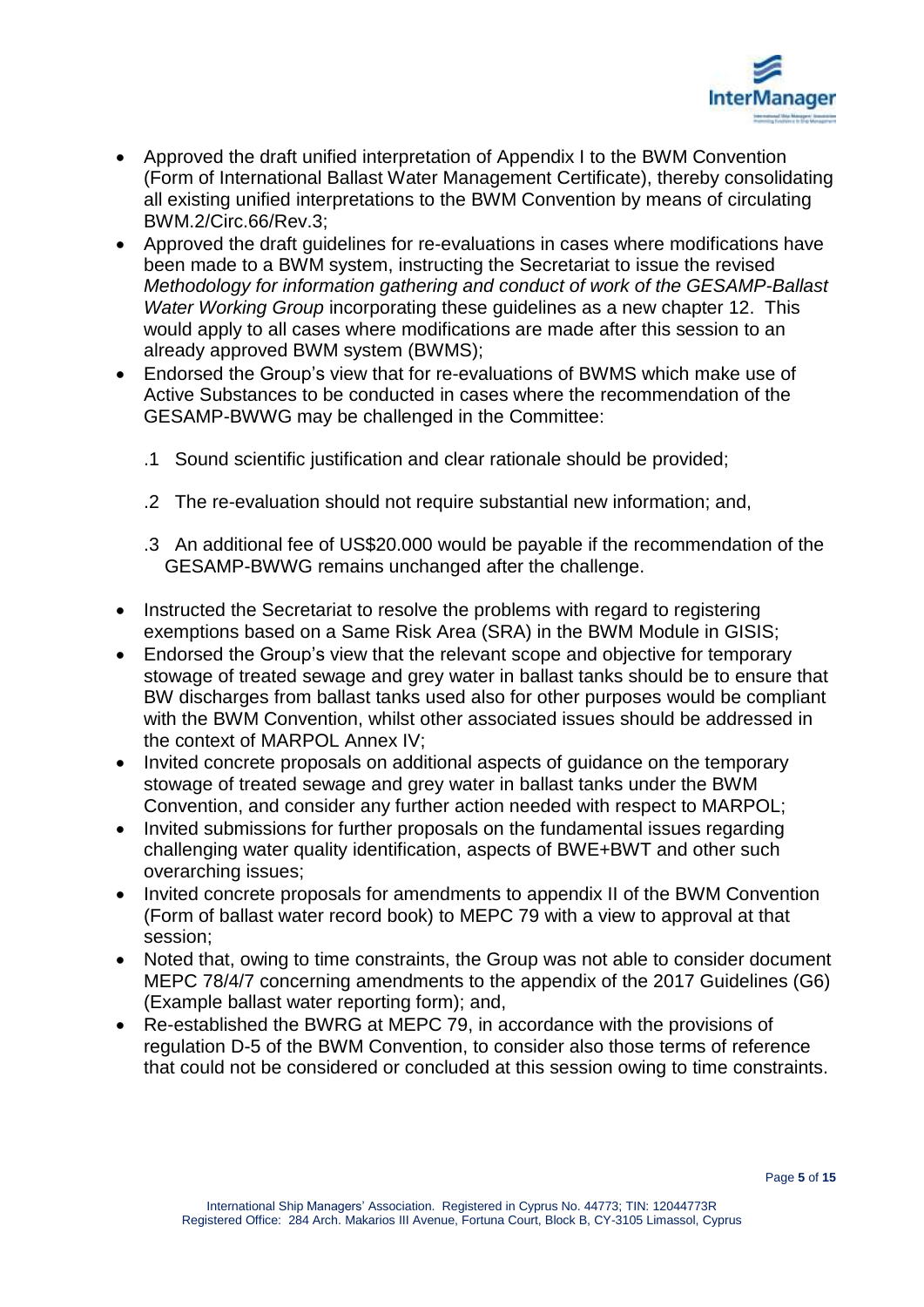- Approved the draft unified interpretation of Appendix I to the BWM Convention (Form of International Ballast Water Management Certificate), thereby consolidating all existing unified interpretations to the BWM Convention by means of circulating BWM.2/Circ.66/Rev.3;
- Approved the draft guidelines for re-evaluations in cases where modifications have been made to a BWM system, instructing the Secretariat to issue the revised *Methodology for information gathering and conduct of work of the GESAMP-Ballast Water Working Group* incorporating these guidelines as a new chapter 12. This would apply to all cases where modifications are made after this session to an already approved BWM system (BWMS);
- Endorsed the Group's view that for re-evaluations of BWMS which make use of Active Substances to be conducted in cases where the recommendation of the GESAMP-BWWG may be challenged in the Committee:

  .1 Sound scientific justification and clear rationale should be provided;

  .2 The re-evaluation should not require substantial new information; and,

  .3 An additional fee of US$20.000 would be payable if the recommendation of the GESAMP-BWWG remains unchanged after the challenge.

- Instructed the Secretariat to resolve the problems with regard to registering exemptions based on a Same Risk Area (SRA) in the BWM Module in GISIS;
- Endorsed the Group's view that the relevant scope and objective for temporary stowage of treated sewage and grey water in ballast tanks should be to ensure that BW discharges from ballast tanks used also for other purposes would be compliant with the BWM Convention, whilst other associated issues should be addressed in the context of MARPOL Annex IV;
- Invited concrete proposals on additional aspects of guidance on the temporary stowage of treated sewage and grey water in ballast tanks under the BWM Convention, and consider any further action needed with respect to MARPOL;
- Invited submissions for further proposals on the fundamental issues regarding challenging water quality identification, aspects of BWE+BWT and other such overarching issues;
- Invited concrete proposals for amendments to appendix II of the BWM Convention (Form of ballast water record book) to MEPC 79 with a view to approval at that session;
- Noted that, owing to time constraints, the Group was not able to consider document MEPC 78/4/7 concerning amendments to the appendix of the 2017 Guidelines (G6) (Example ballast water reporting form); and,
- Re-established the BWRG at MEPC 79, in accordance with the provisions of regulation D-5 of the BWM Convention, to consider also those terms of reference that could not be considered or concluded at this session owing to time constraints.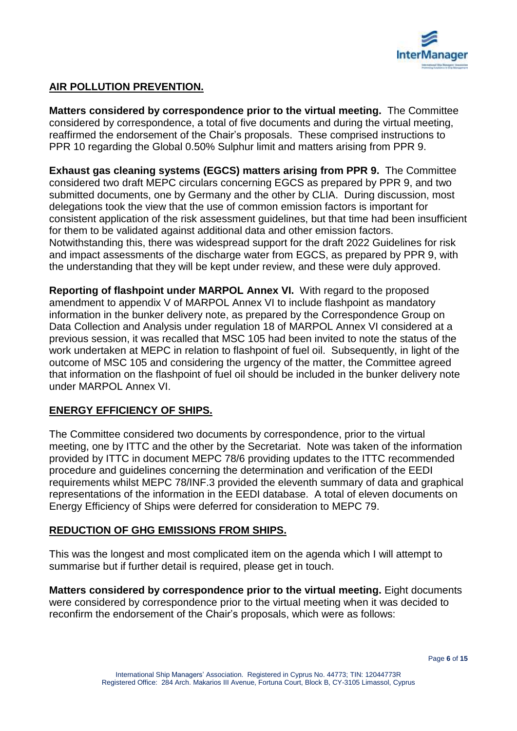## AIR POLLUTION PREVENTION.

**Matters considered by correspondence prior to the virtual meeting.** The Committee considered by correspondence, a total of five documents and during the virtual meeting, reaffirmed the endorsement of the Chair's proposals. These comprised instructions to PPR 10 regarding the Global 0.50% Sulphur limit and matters arising from PPR 9.

**Exhaust gas cleaning systems (EGCS) matters arising from PPR 9.** The Committee considered two draft MEPC circulars concerning EGCS as prepared by PPR 9, and two submitted documents, one by Germany and the other by CLIA. During discussion, most delegations took the view that the use of common emission factors is important for consistent application of the risk assessment guidelines, but that time had been insufficient for them to be validated against additional data and other emission factors. Notwithstanding this, there was widespread support for the draft 2022 Guidelines for risk and impact assessments of the discharge water from EGCS, as prepared by PPR 9, with the understanding that they will be kept under review, and these were duly approved.

**Reporting of flashpoint under MARPOL Annex VI.** With regard to the proposed amendment to appendix V of MARPOL Annex VI to include flashpoint as mandatory information in the bunker delivery note, as prepared by the Correspondence Group on Data Collection and Analysis under regulation 18 of MARPOL Annex VI considered at a previous session, it was recalled that MSC 105 had been invited to note the status of the work undertaken at MEPC in relation to flashpoint of fuel oil. Subsequently, in light of the outcome of MSC 105 and considering the urgency of the matter, the Committee agreed that information on the flashpoint of fuel oil should be included in the bunker delivery note under MARPOL Annex VI.

## ENERGY EFFICIENCY OF SHIPS.

The Committee considered two documents by correspondence, prior to the virtual meeting, one by ITTC and the other by the Secretariat. Note was taken of the information provided by ITTC in document MEPC 78/6 providing updates to the ITTC recommended procedure and guidelines concerning the determination and verification of the EEDI requirements whilst MEPC 78/INF.3 provided the eleventh summary of data and graphical representations of the information in the EEDI database. A total of eleven documents on Energy Efficiency of Ships were deferred for consideration to MEPC 79.

## REDUCTION OF GHG EMISSIONS FROM SHIPS.

This was the longest and most complicated item on the agenda which I will attempt to summarise but if further detail is required, please get in touch.

**Matters considered by correspondence prior to the virtual meeting.** Eight documents were considered by correspondence prior to the virtual meeting when it was decided to reconfirm the endorsement of the Chair's proposals, which were as follows: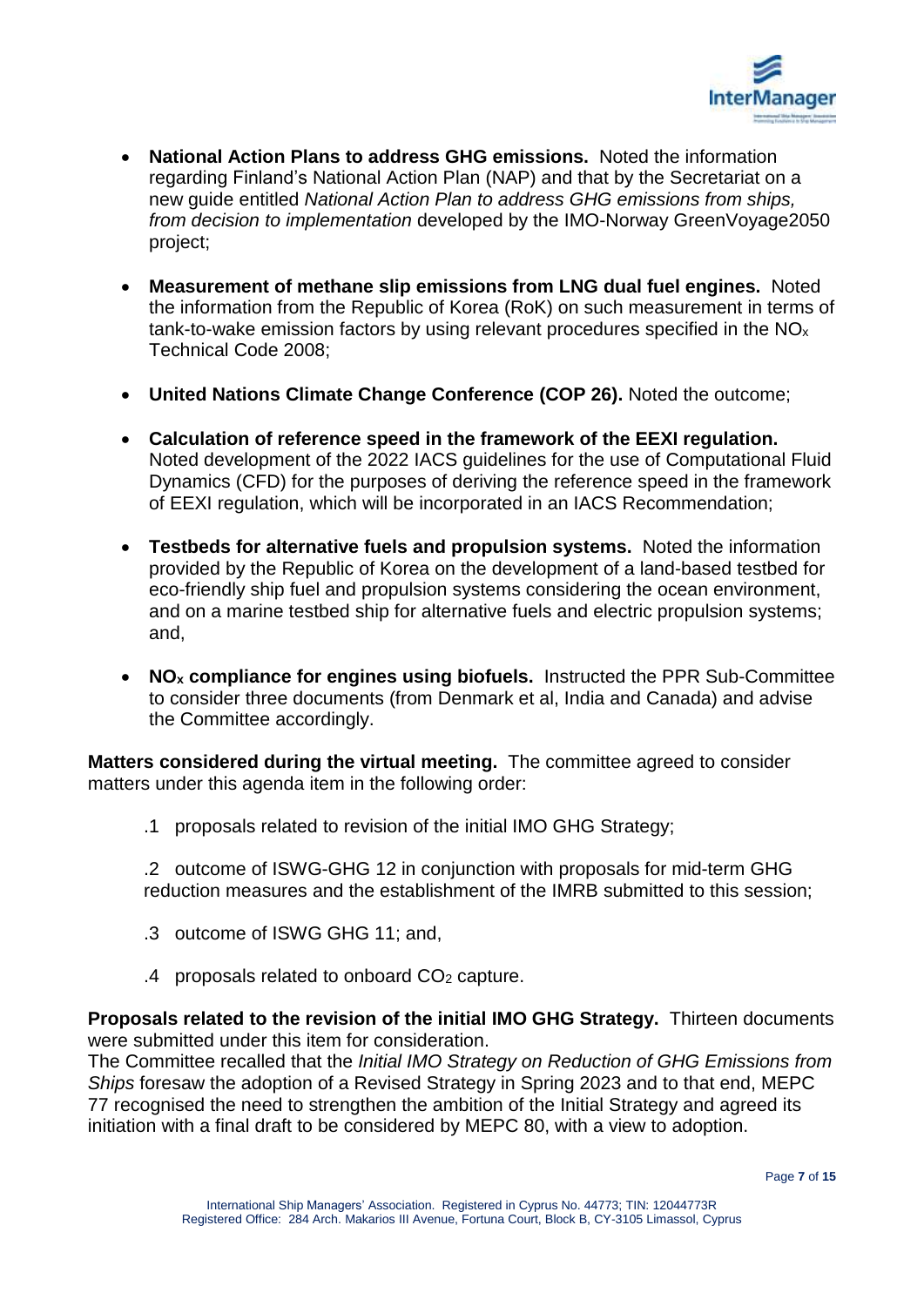- **National Action Plans to address GHG emissions.** Noted the information regarding Finland's National Action Plan (NAP) and that by the Secretariat on a new guide entitled *National Action Plan to address GHG emissions from ships, from decision to implementation* developed by the IMO-Norway GreenVoyage2050 project;

- **Measurement of methane slip emissions from LNG dual fuel engines.** Noted the information from the Republic of Korea (RoK) on such measurement in terms of tank-to-wake emission factors by using relevant procedures specified in the $NO_x$ Technical Code 2008;

- **United Nations Climate Change Conference (COP 26).** Noted the outcome;

- **Calculation of reference speed in the framework of the EEXI regulation.** Noted development of the 2022 IACS guidelines for the use of Computational Fluid Dynamics (CFD) for the purposes of deriving the reference speed in the framework of EEXI regulation, which will be incorporated in an IACS Recommendation;

- **Testbeds for alternative fuels and propulsion systems.** Noted the information provided by the Republic of Korea on the development of a land-based testbed for eco-friendly ship fuel and propulsion systems considering the ocean environment, and on a marine testbed ship for alternative fuels and electric propulsion systems; and,

- **$NO_x$ compliance for engines using biofuels.** Instructed the PPR Sub-Committee to consider three documents (from Denmark et al, India and Canada) and advise the Committee accordingly.

**Matters considered during the virtual meeting.** The committee agreed to consider matters under this agenda item in the following order:

.1 proposals related to revision of the initial IMO GHG Strategy;

.2 outcome of ISWG-GHG 12 in conjunction with proposals for mid-term GHG reduction measures and the establishment of the IMRB submitted to this session;

.3 outcome of ISWG GHG 11; and,

.4 proposals related to onboard $CO_2$ capture.

**Proposals related to the revision of the initial IMO GHG Strategy.** Thirteen documents were submitted under this item for consideration.
The Committee recalled that the *Initial IMO Strategy on Reduction of GHG Emissions from Ships* foresaw the adoption of a Revised Strategy in Spring 2023 and to that end, MEPC 77 recognised the need to strengthen the ambition of the Initial Strategy and agreed its initiation with a final draft to be considered by MEPC 80, with a view to adoption.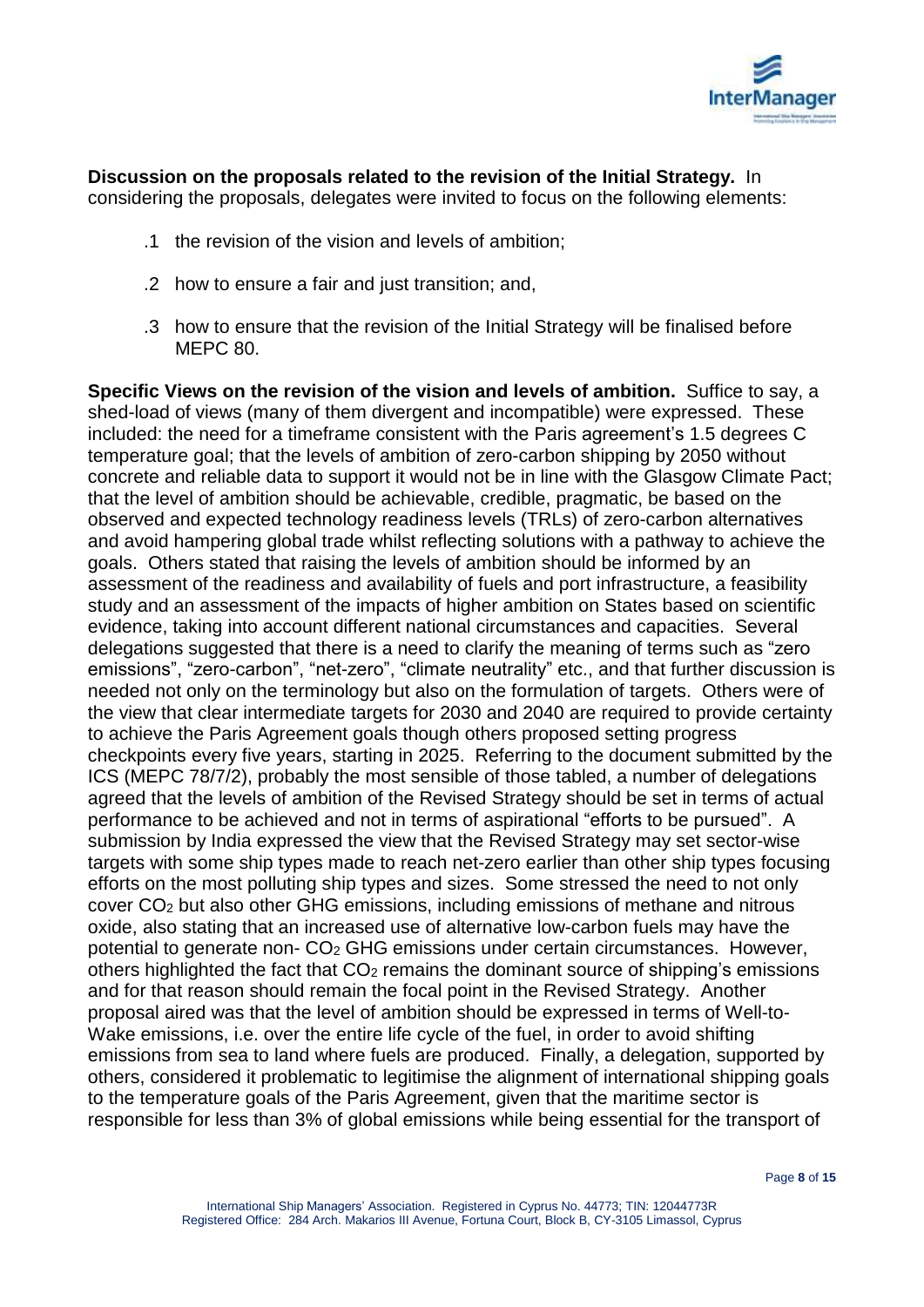**Discussion on the proposals related to the revision of the Initial Strategy.** In considering the proposals, delegates were invited to focus on the following elements:

.1 the revision of the vision and levels of ambition;

.2 how to ensure a fair and just transition; and,

.3 how to ensure that the revision of the Initial Strategy will be finalised before MEPC 80.

**Specific Views on the revision of the vision and levels of ambition.** Suffice to say, a shed-load of views (many of them divergent and incompatible) were expressed. These included: the need for a timeframe consistent with the Paris agreement's 1.5 degrees C temperature goal; that the levels of ambition of zero-carbon shipping by 2050 without concrete and reliable data to support it would not be in line with the Glasgow Climate Pact; that the level of ambition should be achievable, credible, pragmatic, be based on the observed and expected technology readiness levels (TRLs) of zero-carbon alternatives and avoid hampering global trade whilst reflecting solutions with a pathway to achieve the goals. Others stated that raising the levels of ambition should be informed by an assessment of the readiness and availability of fuels and port infrastructure, a feasibility study and an assessment of the impacts of higher ambition on States based on scientific evidence, taking into account different national circumstances and capacities. Several delegations suggested that there is a need to clarify the meaning of terms such as "zero emissions", "zero-carbon", "net-zero", "climate neutrality" etc., and that further discussion is needed not only on the terminology but also on the formulation of targets. Others were of the view that clear intermediate targets for 2030 and 2040 are required to provide certainty to achieve the Paris Agreement goals though others proposed setting progress checkpoints every five years, starting in 2025. Referring to the document submitted by the ICS (MEPC 78/7/2), probably the most sensible of those tabled, a number of delegations agreed that the levels of ambition of the Revised Strategy should be set in terms of actual performance to be achieved and not in terms of aspirational "efforts to be pursued". A submission by India expressed the view that the Revised Strategy may set sector-wise targets with some ship types made to reach net-zero earlier than other ship types focusing efforts on the most polluting ship types and sizes. Some stressed the need to not only cover $CO_2$ but also other GHG emissions, including emissions of methane and nitrous oxide, also stating that an increased use of alternative low-carbon fuels may have the potential to generate non- $CO_2$ GHG emissions under certain circumstances. However, others highlighted the fact that $CO_2$ remains the dominant source of shipping's emissions and for that reason should remain the focal point in the Revised Strategy. Another proposal aired was that the level of ambition should be expressed in terms of Well-to-Wake emissions, i.e. over the entire life cycle of the fuel, in order to avoid shifting emissions from sea to land where fuels are produced. Finally, a delegation, supported by others, considered it problematic to legitimise the alignment of international shipping goals to the temperature goals of the Paris Agreement, given that the maritime sector is responsible for less than 3% of global emissions while being essential for the transport of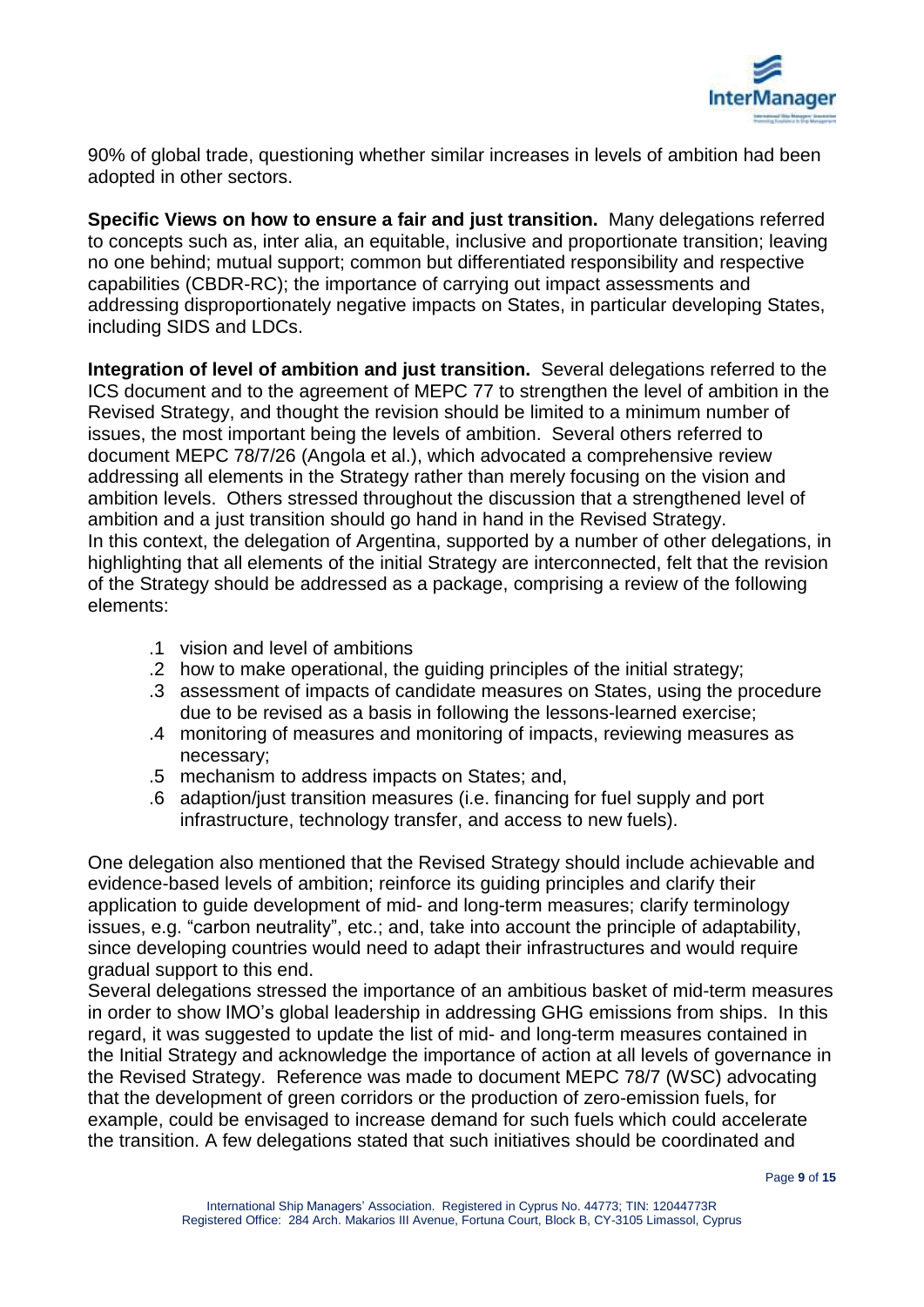90% of global trade, questioning whether similar increases in levels of ambition had been adopted in other sectors.

**Specific Views on how to ensure a fair and just transition.** Many delegations referred to concepts such as, inter alia, an equitable, inclusive and proportionate transition; leaving no one behind; mutual support; common but differentiated responsibility and respective capabilities (CBDR-RC); the importance of carrying out impact assessments and addressing disproportionately negative impacts on States, in particular developing States, including SIDS and LDCs.

**Integration of level of ambition and just transition.** Several delegations referred to the ICS document and to the agreement of MEPC 77 to strengthen the level of ambition in the Revised Strategy, and thought the revision should be limited to a minimum number of issues, the most important being the levels of ambition. Several others referred to document MEPC 78/7/26 (Angola et al.), which advocated a comprehensive review addressing all elements in the Strategy rather than merely focusing on the vision and ambition levels. Others stressed throughout the discussion that a strengthened level of ambition and a just transition should go hand in hand in the Revised Strategy.
In this context, the delegation of Argentina, supported by a number of other delegations, in highlighting that all elements of the initial Strategy are interconnected, felt that the revision of the Strategy should be addressed as a package, comprising a review of the following elements:

.1 vision and level of ambitions
.2 how to make operational, the guiding principles of the initial strategy;
.3 assessment of impacts of candidate measures on States, using the procedure due to be revised as a basis in following the lessons-learned exercise;
.4 monitoring of measures and monitoring of impacts, reviewing measures as necessary;
.5 mechanism to address impacts on States; and,
.6 adaption/just transition measures (i.e. financing for fuel supply and port infrastructure, technology transfer, and access to new fuels).

One delegation also mentioned that the Revised Strategy should include achievable and evidence-based levels of ambition; reinforce its guiding principles and clarify their application to guide development of mid- and long-term measures; clarify terminology issues, e.g. "carbon neutrality", etc.; and, take into account the principle of adaptability, since developing countries would need to adapt their infrastructures and would require gradual support to this end.
Several delegations stressed the importance of an ambitious basket of mid-term measures in order to show IMO's global leadership in addressing GHG emissions from ships. In this regard, it was suggested to update the list of mid- and long-term measures contained in the Initial Strategy and acknowledge the importance of action at all levels of governance in the Revised Strategy. Reference was made to document MEPC 78/7 (WSC) advocating that the development of green corridors or the production of zero-emission fuels, for example, could be envisaged to increase demand for such fuels which could accelerate the transition. A few delegations stated that such initiatives should be coordinated and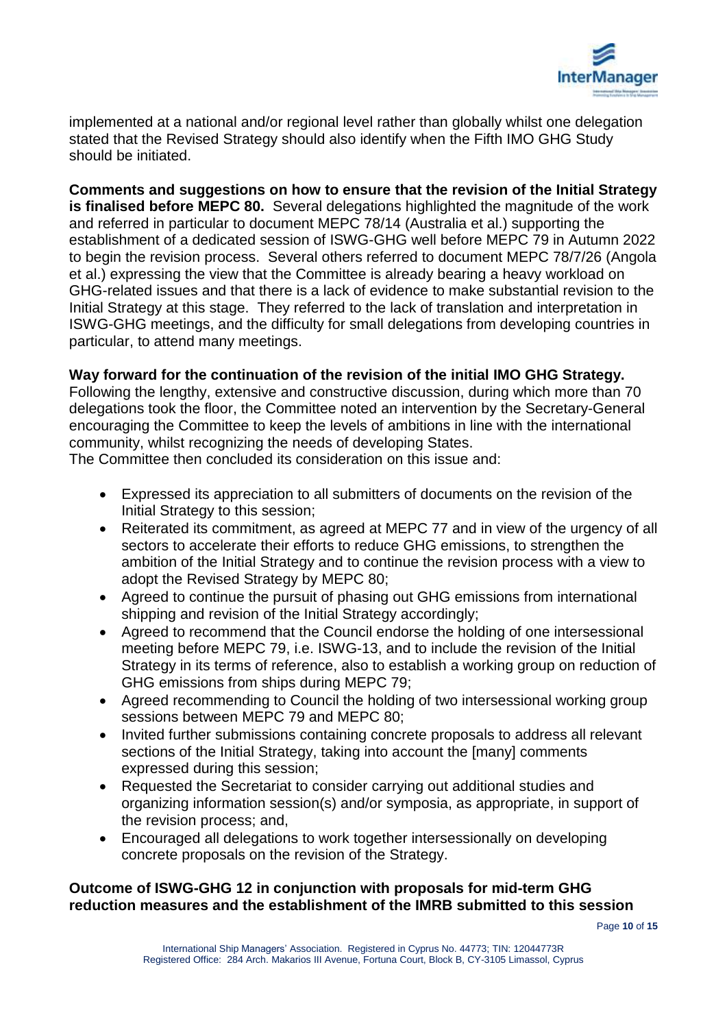implemented at a national and/or regional level rather than globally whilst one delegation stated that the Revised Strategy should also identify when the Fifth IMO GHG Study should be initiated.

**Comments and suggestions on how to ensure that the revision of the Initial Strategy is finalised before MEPC 80.** Several delegations highlighted the magnitude of the work and referred in particular to document MEPC 78/14 (Australia et al.) supporting the establishment of a dedicated session of ISWG-GHG well before MEPC 79 in Autumn 2022 to begin the revision process. Several others referred to document MEPC 78/7/26 (Angola et al.) expressing the view that the Committee is already bearing a heavy workload on GHG-related issues and that there is a lack of evidence to make substantial revision to the Initial Strategy at this stage. They referred to the lack of translation and interpretation in ISWG-GHG meetings, and the difficulty for small delegations from developing countries in particular, to attend many meetings.

**Way forward for the continuation of the revision of the initial IMO GHG Strategy.** Following the lengthy, extensive and constructive discussion, during which more than 70 delegations took the floor, the Committee noted an intervention by the Secretary-General encouraging the Committee to keep the levels of ambitions in line with the international community, whilst recognizing the needs of developing States.
The Committee then concluded its consideration on this issue and:

- Expressed its appreciation to all submitters of documents on the revision of the Initial Strategy to this session;
- Reiterated its commitment, as agreed at MEPC 77 and in view of the urgency of all sectors to accelerate their efforts to reduce GHG emissions, to strengthen the ambition of the Initial Strategy and to continue the revision process with a view to adopt the Revised Strategy by MEPC 80;
- Agreed to continue the pursuit of phasing out GHG emissions from international shipping and revision of the Initial Strategy accordingly;
- Agreed to recommend that the Council endorse the holding of one intersessional meeting before MEPC 79, i.e. ISWG-13, and to include the revision of the Initial Strategy in its terms of reference, also to establish a working group on reduction of GHG emissions from ships during MEPC 79;
- Agreed recommending to Council the holding of two intersessional working group sessions between MEPC 79 and MEPC 80;
- Invited further submissions containing concrete proposals to address all relevant sections of the Initial Strategy, taking into account the [many] comments expressed during this session;
- Requested the Secretariat to consider carrying out additional studies and organizing information session(s) and/or symposia, as appropriate, in support of the revision process; and,
- Encouraged all delegations to work together intersessionally on developing concrete proposals on the revision of the Strategy.

**Outcome of ISWG-GHG 12 in conjunction with proposals for mid-term GHG reduction measures and the establishment of the IMRB submitted to this session**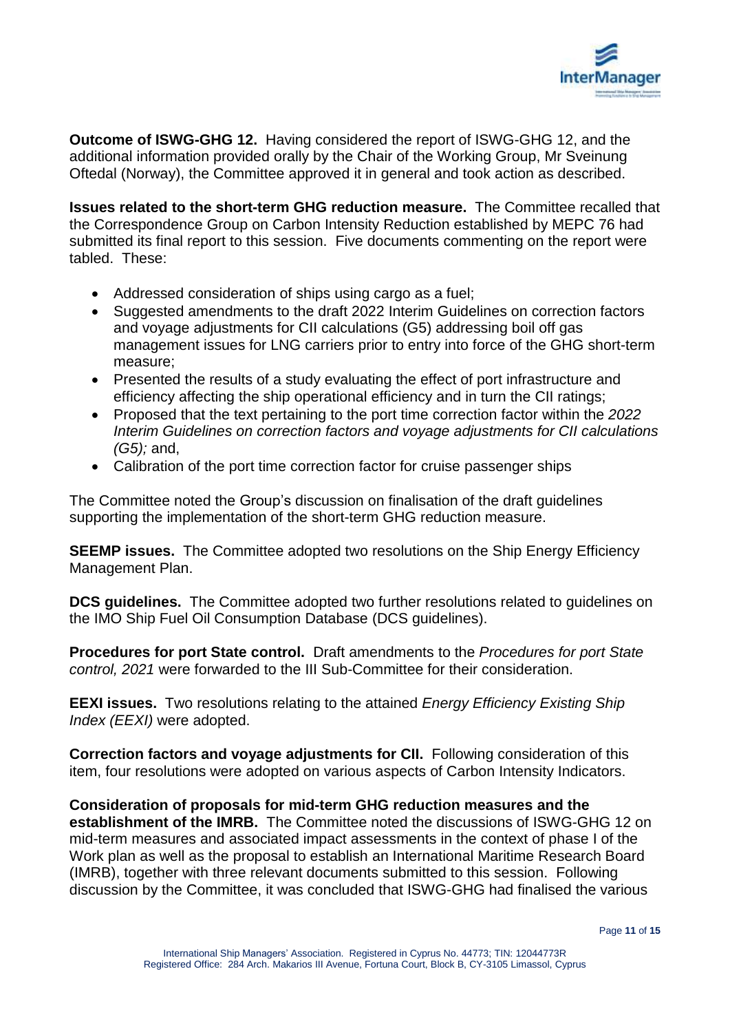**Outcome of ISWG-GHG 12.** Having considered the report of ISWG-GHG 12, and the additional information provided orally by the Chair of the Working Group, Mr Sveinung Oftedal (Norway), the Committee approved it in general and took action as described.

**Issues related to the short-term GHG reduction measure.** The Committee recalled that the Correspondence Group on Carbon Intensity Reduction established by MEPC 76 had submitted its final report to this session. Five documents commenting on the report were tabled. These:

- Addressed consideration of ships using cargo as a fuel;
- Suggested amendments to the draft 2022 Interim Guidelines on correction factors and voyage adjustments for CII calculations (G5) addressing boil off gas management issues for LNG carriers prior to entry into force of the GHG short-term measure;
- Presented the results of a study evaluating the effect of port infrastructure and efficiency affecting the ship operational efficiency and in turn the CII ratings;
- Proposed that the text pertaining to the port time correction factor within the *2022 Interim Guidelines on correction factors and voyage adjustments for CII calculations (G5);* and,
- Calibration of the port time correction factor for cruise passenger ships

The Committee noted the Group's discussion on finalisation of the draft guidelines supporting the implementation of the short-term GHG reduction measure.

**SEEMP issues.** The Committee adopted two resolutions on the Ship Energy Efficiency Management Plan.

**DCS guidelines.** The Committee adopted two further resolutions related to guidelines on the IMO Ship Fuel Oil Consumption Database (DCS guidelines).

**Procedures for port State control.** Draft amendments to the *Procedures for port State control, 2021* were forwarded to the III Sub-Committee for their consideration.

**EEXI issues.** Two resolutions relating to the attained *Energy Efficiency Existing Ship Index (EEXI)* were adopted.

**Correction factors and voyage adjustments for CII.** Following consideration of this item, four resolutions were adopted on various aspects of Carbon Intensity Indicators.

**Consideration of proposals for mid-term GHG reduction measures and the establishment of the IMRB.** The Committee noted the discussions of ISWG-GHG 12 on mid-term measures and associated impact assessments in the context of phase I of the Work plan as well as the proposal to establish an International Maritime Research Board (IMRB), together with three relevant documents submitted to this session. Following discussion by the Committee, it was concluded that ISWG-GHG had finalised the various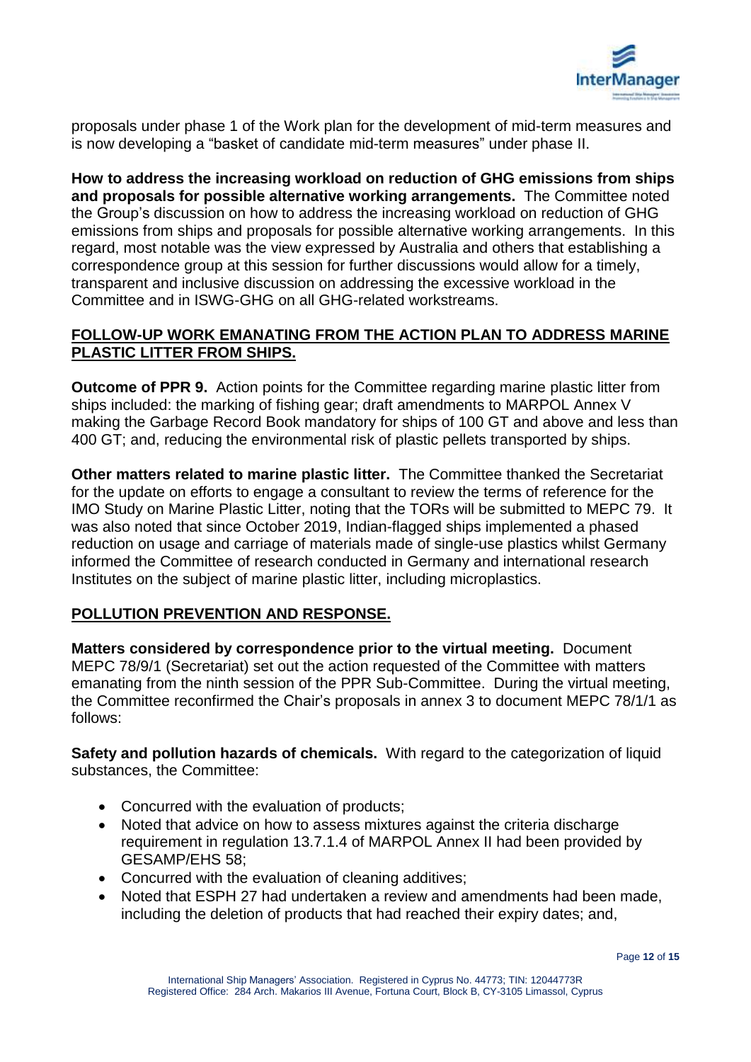proposals under phase 1 of the Work plan for the development of mid-term measures and is now developing a "basket of candidate mid-term measures" under phase II.

**How to address the increasing workload on reduction of GHG emissions from ships and proposals for possible alternative working arrangements.** The Committee noted the Group's discussion on how to address the increasing workload on reduction of GHG emissions from ships and proposals for possible alternative working arrangements. In this regard, most notable was the view expressed by Australia and others that establishing a correspondence group at this session for further discussions would allow for a timely, transparent and inclusive discussion on addressing the excessive workload in the Committee and in ISWG-GHG on all GHG-related workstreams.

**<u>FOLLOW-UP WORK EMANATING FROM THE ACTION PLAN TO ADDRESS MARINE PLASTIC LITTER FROM SHIPS.</u>**

**Outcome of PPR 9.** Action points for the Committee regarding marine plastic litter from ships included: the marking of fishing gear; draft amendments to MARPOL Annex V making the Garbage Record Book mandatory for ships of 100 GT and above and less than 400 GT; and, reducing the environmental risk of plastic pellets transported by ships.

**Other matters related to marine plastic litter.** The Committee thanked the Secretariat for the update on efforts to engage a consultant to review the terms of reference for the IMO Study on Marine Plastic Litter, noting that the TORs will be submitted to MEPC 79. It was also noted that since October 2019, Indian-flagged ships implemented a phased reduction on usage and carriage of materials made of single-use plastics whilst Germany informed the Committee of research conducted in Germany and international research Institutes on the subject of marine plastic litter, including microplastics.

**<u>POLLUTION PREVENTION AND RESPONSE.</u>**

**Matters considered by correspondence prior to the virtual meeting.** Document MEPC 78/9/1 (Secretariat) set out the action requested of the Committee with matters emanating from the ninth session of the PPR Sub-Committee. During the virtual meeting, the Committee reconfirmed the Chair's proposals in annex 3 to document MEPC 78/1/1 as follows:

**Safety and pollution hazards of chemicals.** With regard to the categorization of liquid substances, the Committee:

- Concurred with the evaluation of products;
- Noted that advice on how to assess mixtures against the criteria discharge requirement in regulation 13.7.1.4 of MARPOL Annex II had been provided by GESAMP/EHS 58;
- Concurred with the evaluation of cleaning additives;
- Noted that ESPH 27 had undertaken a review and amendments had been made, including the deletion of products that had reached their expiry dates; and,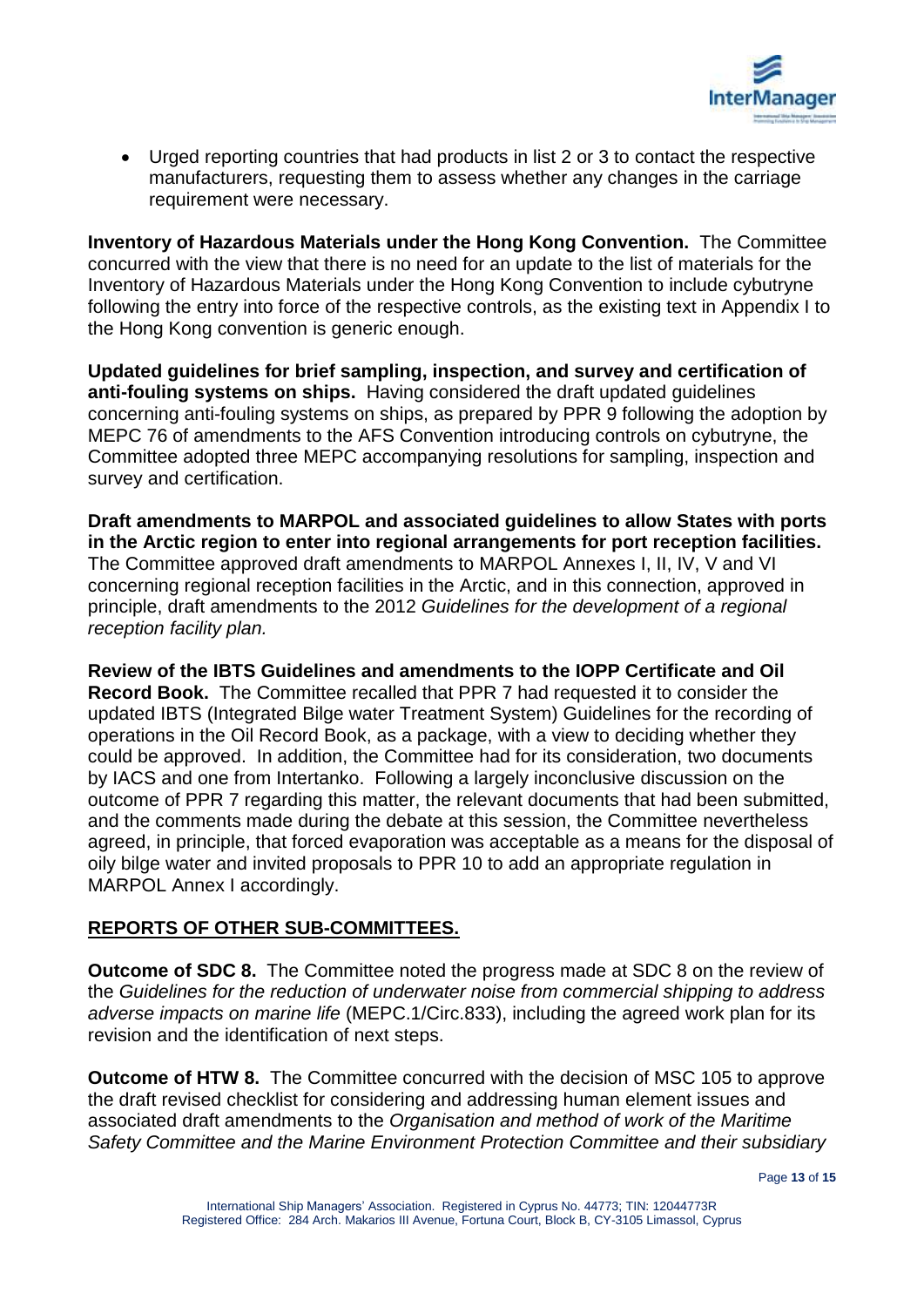- Urged reporting countries that had products in list 2 or 3 to contact the respective manufacturers, requesting them to assess whether any changes in the carriage requirement were necessary.

**Inventory of Hazardous Materials under the Hong Kong Convention.** The Committee concurred with the view that there is no need for an update to the list of materials for the Inventory of Hazardous Materials under the Hong Kong Convention to include cybutryne following the entry into force of the respective controls, as the existing text in Appendix I to the Hong Kong convention is generic enough.

**Updated guidelines for brief sampling, inspection, and survey and certification of anti-fouling systems on ships.** Having considered the draft updated guidelines concerning anti-fouling systems on ships, as prepared by PPR 9 following the adoption by MEPC 76 of amendments to the AFS Convention introducing controls on cybutryne, the Committee adopted three MEPC accompanying resolutions for sampling, inspection and survey and certification.

**Draft amendments to MARPOL and associated guidelines to allow States with ports in the Arctic region to enter into regional arrangements for port reception facilities.** The Committee approved draft amendments to MARPOL Annexes I, II, IV, V and VI concerning regional reception facilities in the Arctic, and in this connection, approved in principle, draft amendments to the 2012 *Guidelines for the development of a regional reception facility plan.*

**Review of the IBTS Guidelines and amendments to the IOPP Certificate and Oil Record Book.** The Committee recalled that PPR 7 had requested it to consider the updated IBTS (Integrated Bilge water Treatment System) Guidelines for the recording of operations in the Oil Record Book, as a package, with a view to deciding whether they could be approved. In addition, the Committee had for its consideration, two documents by IACS and one from Intertanko. Following a largely inconclusive discussion on the outcome of PPR 7 regarding this matter, the relevant documents that had been submitted, and the comments made during the debate at this session, the Committee nevertheless agreed, in principle, that forced evaporation was acceptable as a means for the disposal of oily bilge water and invited proposals to PPR 10 to add an appropriate regulation in MARPOL Annex I accordingly.

## REPORTS OF OTHER SUB-COMMITTEES.

**Outcome of SDC 8.** The Committee noted the progress made at SDC 8 on the review of the *Guidelines for the reduction of underwater noise from commercial shipping to address adverse impacts on marine life* (MEPC.1/Circ.833), including the agreed work plan for its revision and the identification of next steps.

**Outcome of HTW 8.** The Committee concurred with the decision of MSC 105 to approve the draft revised checklist for considering and addressing human element issues and associated draft amendments to the *Organisation and method of work of the Maritime Safety Committee and the Marine Environment Protection Committee and their subsidiary*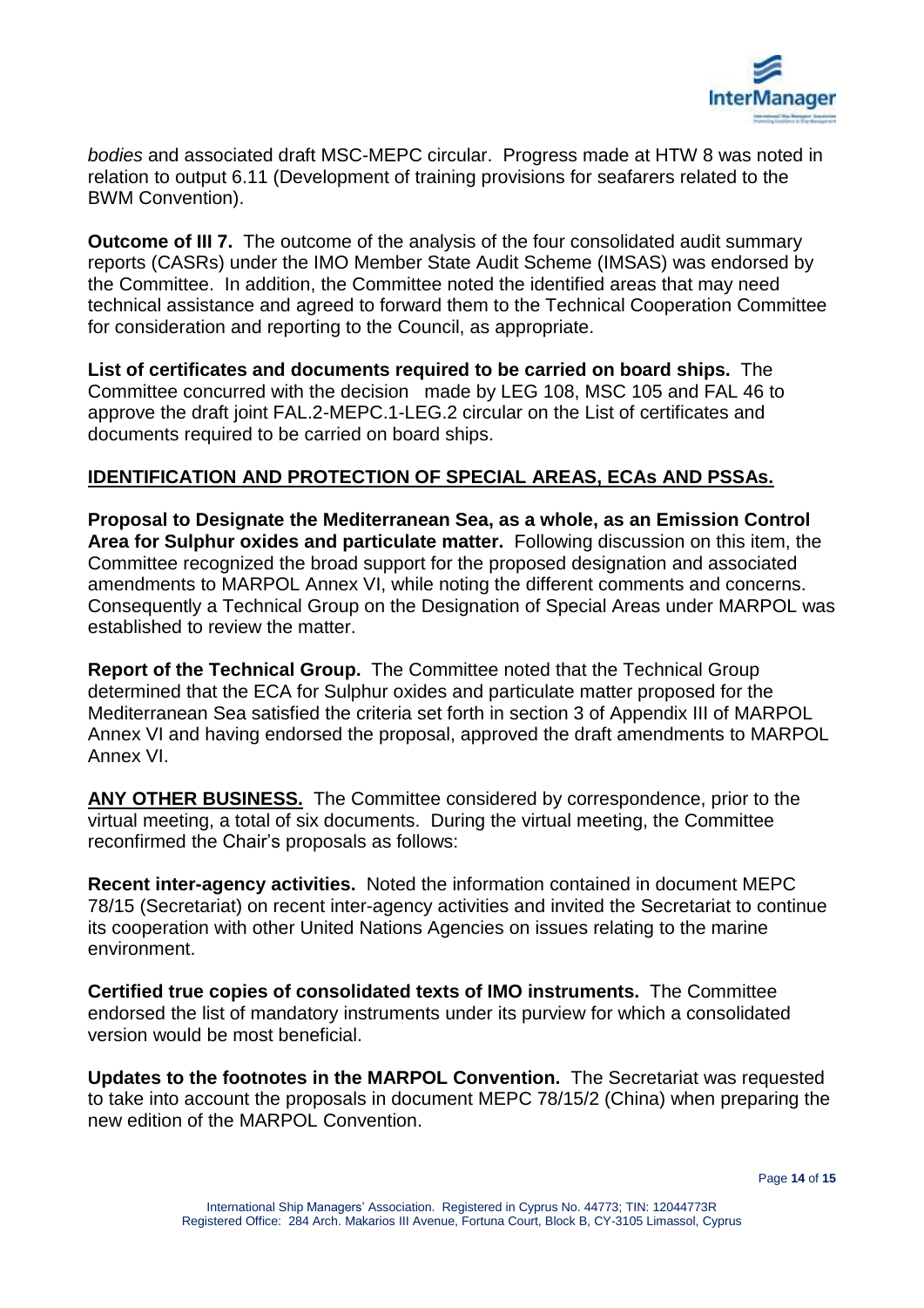*bodies* and associated draft MSC-MEPC circular. Progress made at HTW 8 was noted in relation to output 6.11 (Development of training provisions for seafarers related to the BWM Convention).

**Outcome of III 7.** The outcome of the analysis of the four consolidated audit summary reports (CASRs) under the IMO Member State Audit Scheme (IMSAS) was endorsed by the Committee. In addition, the Committee noted the identified areas that may need technical assistance and agreed to forward them to the Technical Cooperation Committee for consideration and reporting to the Council, as appropriate.

**List of certificates and documents required to be carried on board ships.** The Committee concurred with the decision made by LEG 108, MSC 105 and FAL 46 to approve the draft joint FAL.2-MEPC.1-LEG.2 circular on the List of certificates and documents required to be carried on board ships.

**IDENTIFICATION AND PROTECTION OF SPECIAL AREAS, ECAs AND PSSAs.**

**Proposal to Designate the Mediterranean Sea, as a whole, as an Emission Control Area for Sulphur oxides and particulate matter.** Following discussion on this item, the Committee recognized the broad support for the proposed designation and associated amendments to MARPOL Annex VI, while noting the different comments and concerns. Consequently a Technical Group on the Designation of Special Areas under MARPOL was established to review the matter.

**Report of the Technical Group.** The Committee noted that the Technical Group determined that the ECA for Sulphur oxides and particulate matter proposed for the Mediterranean Sea satisfied the criteria set forth in section 3 of Appendix III of MARPOL Annex VI and having endorsed the proposal, approved the draft amendments to MARPOL Annex VI.

**ANY OTHER BUSINESS.** The Committee considered by correspondence, prior to the virtual meeting, a total of six documents. During the virtual meeting, the Committee reconfirmed the Chair's proposals as follows:

**Recent inter-agency activities.** Noted the information contained in document MEPC 78/15 (Secretariat) on recent inter-agency activities and invited the Secretariat to continue its cooperation with other United Nations Agencies on issues relating to the marine environment.

**Certified true copies of consolidated texts of IMO instruments.** The Committee endorsed the list of mandatory instruments under its purview for which a consolidated version would be most beneficial.

**Updates to the footnotes in the MARPOL Convention.** The Secretariat was requested to take into account the proposals in document MEPC 78/15/2 (China) when preparing the new edition of the MARPOL Convention.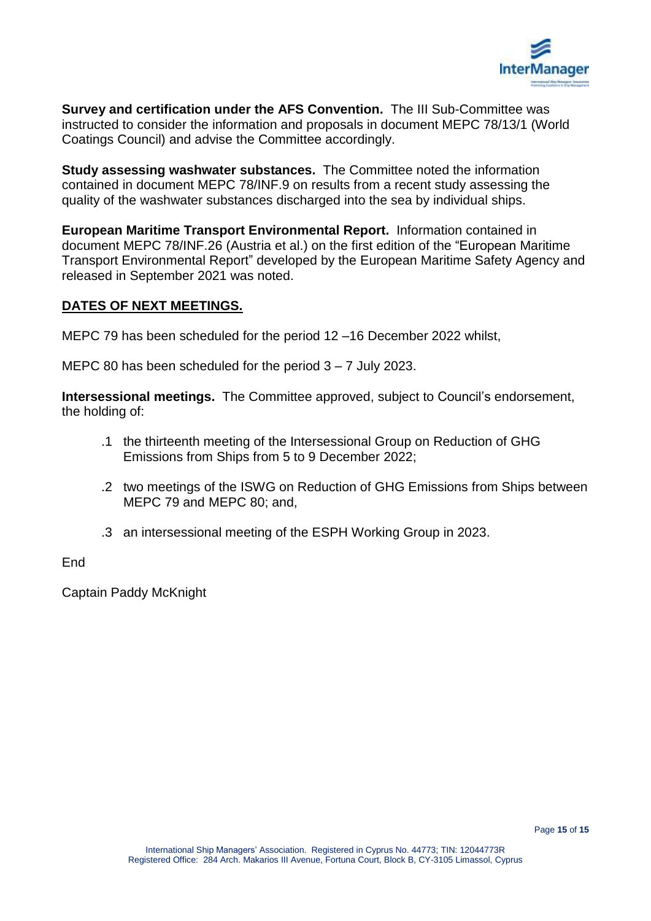**Survey and certification under the AFS Convention.** The III Sub-Committee was instructed to consider the information and proposals in document MEPC 78/13/1 (World Coatings Council) and advise the Committee accordingly.

**Study assessing washwater substances.** The Committee noted the information contained in document MEPC 78/INF.9 on results from a recent study assessing the quality of the washwater substances discharged into the sea by individual ships.

**European Maritime Transport Environmental Report.** Information contained in document MEPC 78/INF.26 (Austria et al.) on the first edition of the "European Maritime Transport Environmental Report" developed by the European Maritime Safety Agency and released in September 2021 was noted.

## DATES OF NEXT MEETINGS.

MEPC 79 has been scheduled for the period 12 –16 December 2022 whilst,

MEPC 80 has been scheduled for the period 3 – 7 July 2023.

**Intersessional meetings.** The Committee approved, subject to Council's endorsement, the holding of:

.1 the thirteenth meeting of the Intersessional Group on Reduction of GHG Emissions from Ships from 5 to 9 December 2022;

.2 two meetings of the ISWG on Reduction of GHG Emissions from Ships between MEPC 79 and MEPC 80; and,

.3 an intersessional meeting of the ESPH Working Group in 2023.

End

Captain Paddy McKnight